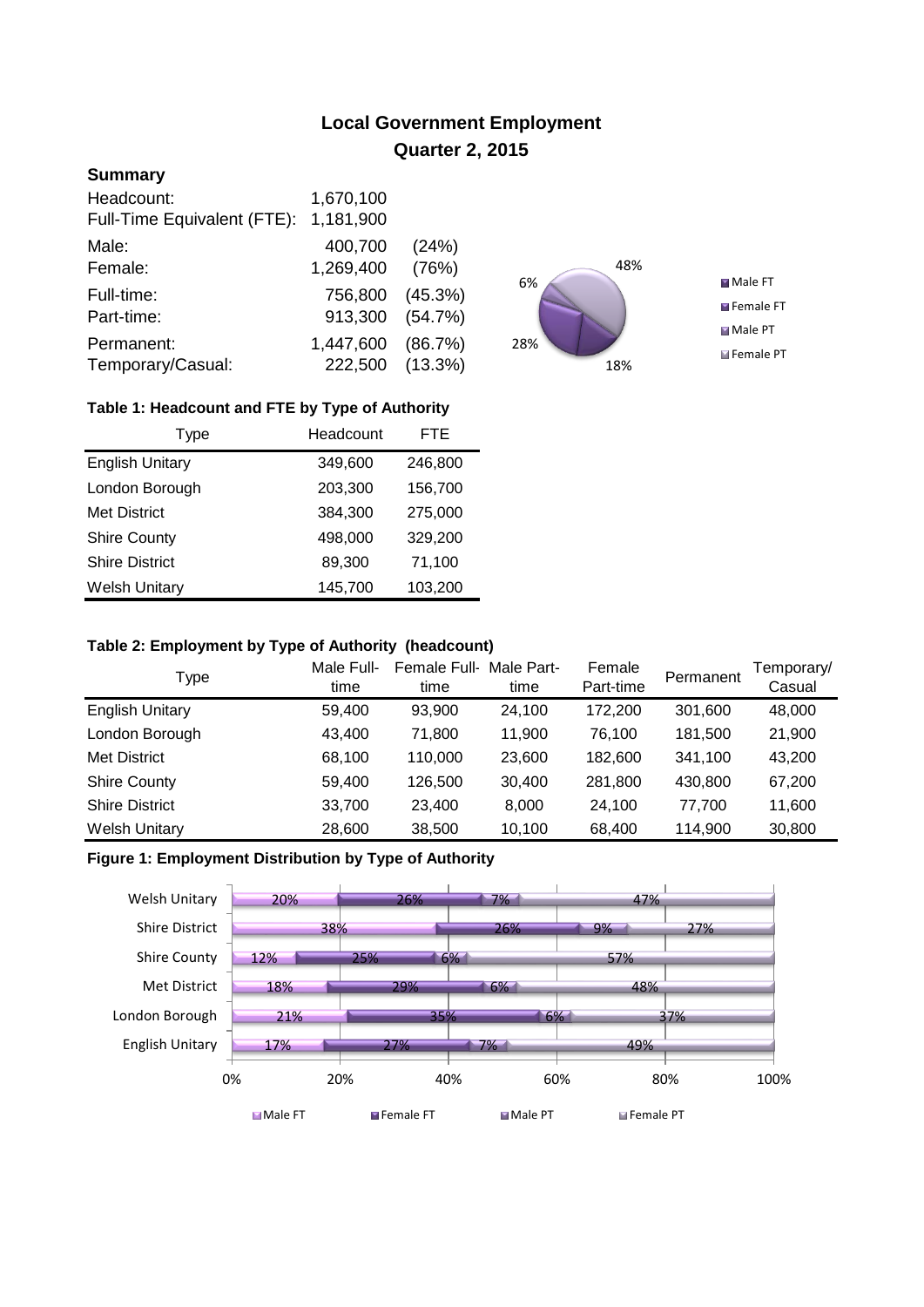# Local Government Employment
## Quarter 2, 2015

### Summary

| | | |
|---|---|---|
| Headcount: | 1,670,100 | |
| Full-Time Equivalent (FTE): | 1,181,900 | |
| Male: | 400,700 | (24%) |
| Female: | 1,269,400 | (76%) |
| Full-time: | 756,800 | (45.3%) |
| Part-time: | 913,300 | (54.7%) |
| Permanent: | 1,447,600 | (86.7%) |
| Temporary/Casual: | 222,500 | (13.3%) |

6% 48% 28% 18%

Male FT, Female FT, Male PT, Female PT

**Table 1: Headcount and FTE by Type of Authority**

| Type | Headcount | FTE |
|---|---|---|
| English Unitary | 349,600 | 246,800 |
| London Borough | 203,300 | 156,700 |
| Met District | 384,300 | 275,000 |
| Shire County | 498,000 | 329,200 |
| Shire District | 89,300 | 71,100 |
| Welsh Unitary | 145,700 | 103,200 |

**Table 2: Employment by Type of Authority (headcount)**

| Type | Male Full-time | Female Full-time | Male Part-time | Female Part-time | Permanent | Temporary/ Casual |
|---|---|---|---|---|---|---|
| English Unitary | 59,400 | 93,900 | 24,100 | 172,200 | 301,600 | 48,000 |
| London Borough | 43,400 | 71,800 | 11,900 | 76,100 | 181,500 | 21,900 |
| Met District | 68,100 | 110,000 | 23,600 | 182,600 | 341,100 | 43,200 |
| Shire County | 59,400 | 126,500 | 30,400 | 281,800 | 430,800 | 67,200 |
| Shire District | 33,700 | 23,400 | 8,000 | 24,100 | 77,700 | 11,600 |
| Welsh Unitary | 28,600 | 38,500 | 10,100 | 68,400 | 114,900 | 30,800 |

**Figure 1: Employment Distribution by Type of Authority**

| Type | Male FT | Female FT | Male PT | Female PT |
|---|---|---|---|---|
| Welsh Unitary | 20% | 26% | 7% | 47% |
| Shire District | 38% | 26% | 9% | 27% |
| Shire County | 12% | 25% | 6% | 57% |
| Met District | 18% | 29% | 6% | 48% |
| London Borough | 21% | 35% | 6% | 37% |
| English Unitary | 17% | 27% | 7% | 49% |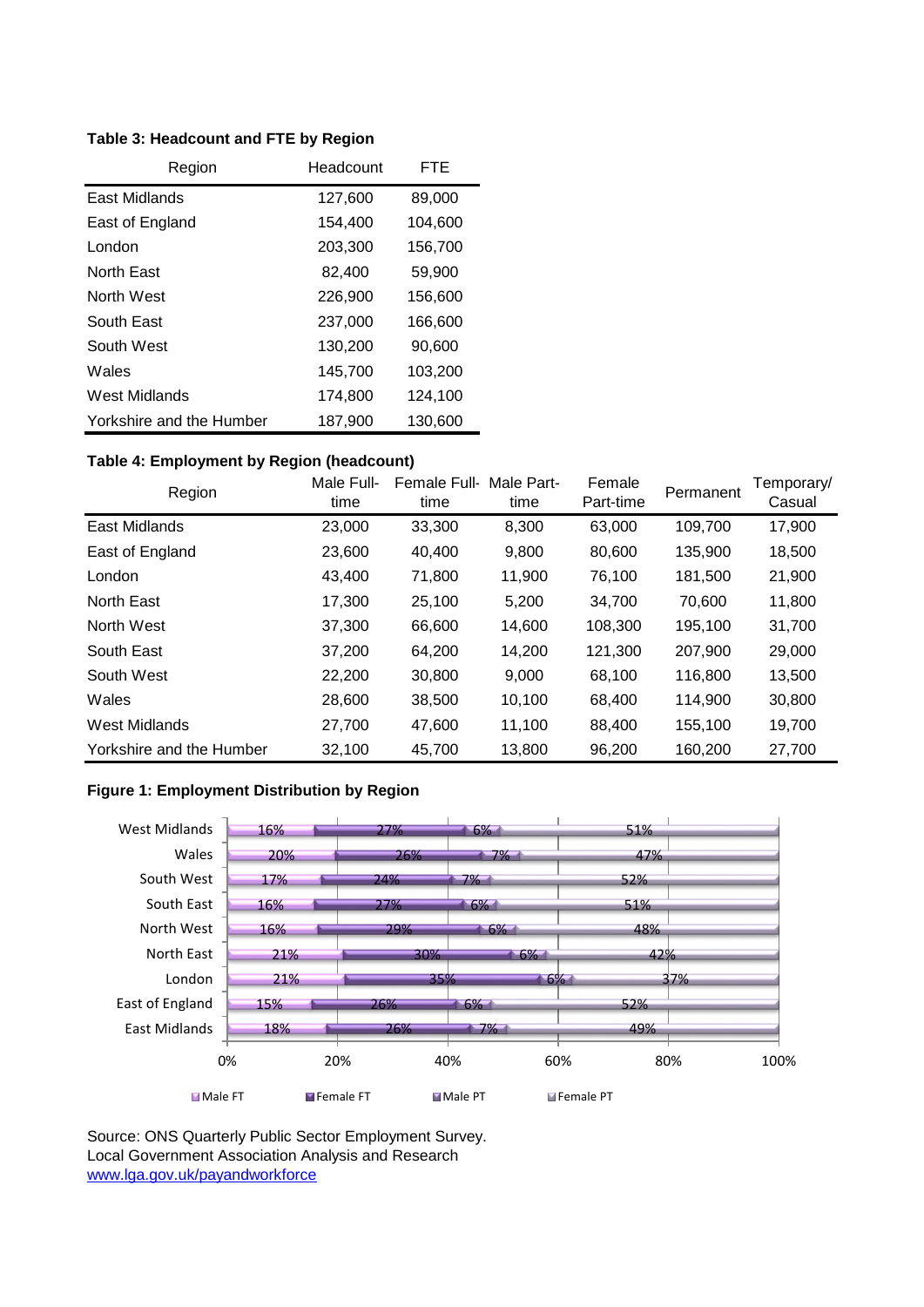**Table 3: Headcount and FTE by Region**

| Region | Headcount | FTE |
| --- | --- | --- |
| East Midlands | 127,600 | 89,000 |
| East of England | 154,400 | 104,600 |
| London | 203,300 | 156,700 |
| North East | 82,400 | 59,900 |
| North West | 226,900 | 156,600 |
| South East | 237,000 | 166,600 |
| South West | 130,200 | 90,600 |
| Wales | 145,700 | 103,200 |
| West Midlands | 174,800 | 124,100 |
| Yorkshire and the Humber | 187,900 | 130,600 |

**Table 4: Employment by Region (headcount)**

| Region | Male Full-time | Female Full-time | Male Part-time | Female Part-time | Permanent | Temporary/ Casual |
| --- | --- | --- | --- | --- | --- | --- |
| East Midlands | 23,000 | 33,300 | 8,300 | 63,000 | 109,700 | 17,900 |
| East of England | 23,600 | 40,400 | 9,800 | 80,600 | 135,900 | 18,500 |
| London | 43,400 | 71,800 | 11,900 | 76,100 | 181,500 | 21,900 |
| North East | 17,300 | 25,100 | 5,200 | 34,700 | 70,600 | 11,800 |
| North West | 37,300 | 66,600 | 14,600 | 108,300 | 195,100 | 31,700 |
| South East | 37,200 | 64,200 | 14,200 | 121,300 | 207,900 | 29,000 |
| South West | 22,200 | 30,800 | 9,000 | 68,100 | 116,800 | 13,500 |
| Wales | 28,600 | 38,500 | 10,100 | 68,400 | 114,900 | 30,800 |
| West Midlands | 27,700 | 47,600 | 11,100 | 88,400 | 155,100 | 19,700 |
| Yorkshire and the Humber | 32,100 | 45,700 | 13,800 | 96,200 | 160,200 | 27,700 |

**Figure 1: Employment Distribution by Region**

West Midlands 16% 27% 6% 51%
Wales 20% 26% 7% 47%
South West 17% 24% 7% 52%
South East 16% 27% 6% 51%
North West 16% 29% 6% 48%
North East 21% 30% 6% 42%
London 21% 35% 6% 37%
East of England 15% 26% 6% 52%
East Midlands 18% 26% 7% 49%

0% 20% 40% 60% 80% 100%

Male FT, Female FT, Male PT, Female PT

Source: ONS Quarterly Public Sector Employment Survey.
Local Government Association Analysis and Research
[www.lga.gov.uk/payandworkforce](www.lga.gov.uk/payandworkforce)